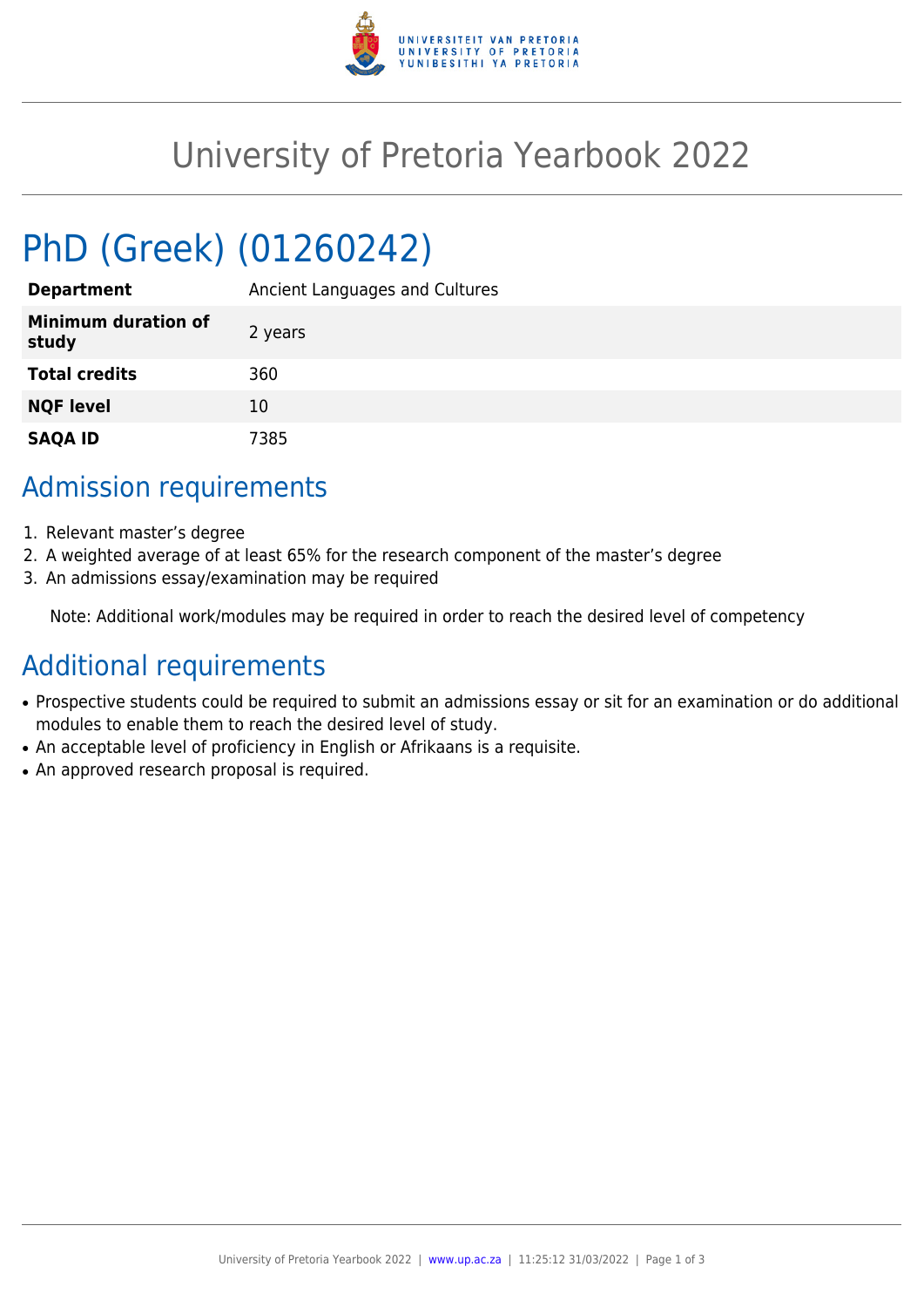# University of Pretoria Yearbook 2022

## PhD (Greek) (01260242)

| | |
|---|---|
| **Department** | Ancient Languages and Cultures |
| **Minimum duration of study** | 2 years |
| **Total credits** | 360 |
| **NQF level** | 10 |
| **SAQA ID** | 7385 |

## Admission requirements

1. Relevant master's degree
2. A weighted average of at least 65% for the research component of the master's degree
3. An admissions essay/examination may be required

Note: Additional work/modules may be required in order to reach the desired level of competency

## Additional requirements

- Prospective students could be required to submit an admissions essay or sit for an examination or do additional modules to enable them to reach the desired level of study.
- An acceptable level of proficiency in English or Afrikaans is a requisite.
- An approved research proposal is required.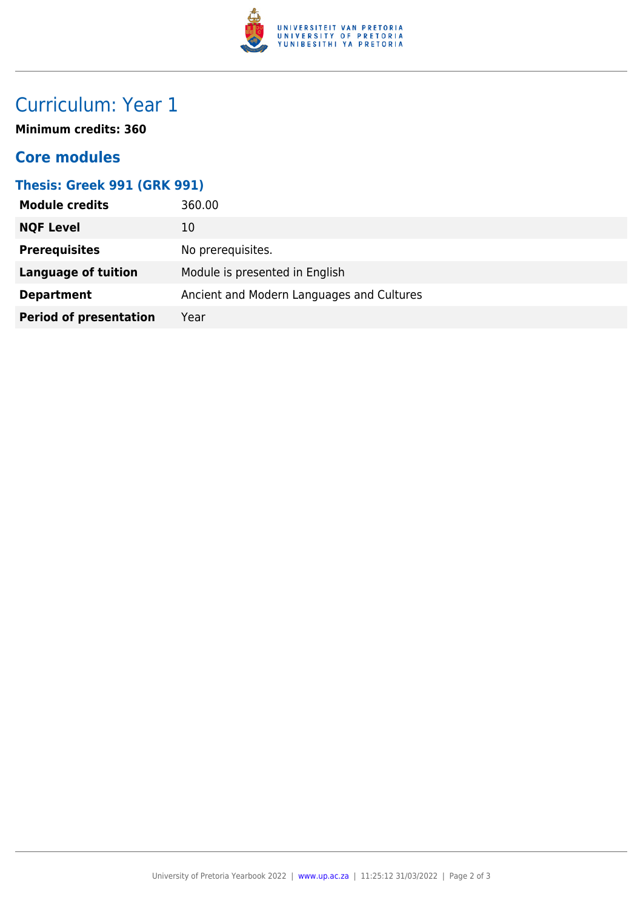# Curriculum: Year 1

**Minimum credits: 360**

## Core modules

### Thesis: Greek 991 (GRK 991)

| | |
|---|---|
| **Module credits** | 360.00 |
| **NQF Level** | 10 |
| **Prerequisites** | No prerequisites. |
| **Language of tuition** | Module is presented in English |
| **Department** | Ancient and Modern Languages and Cultures |
| **Period of presentation** | Year |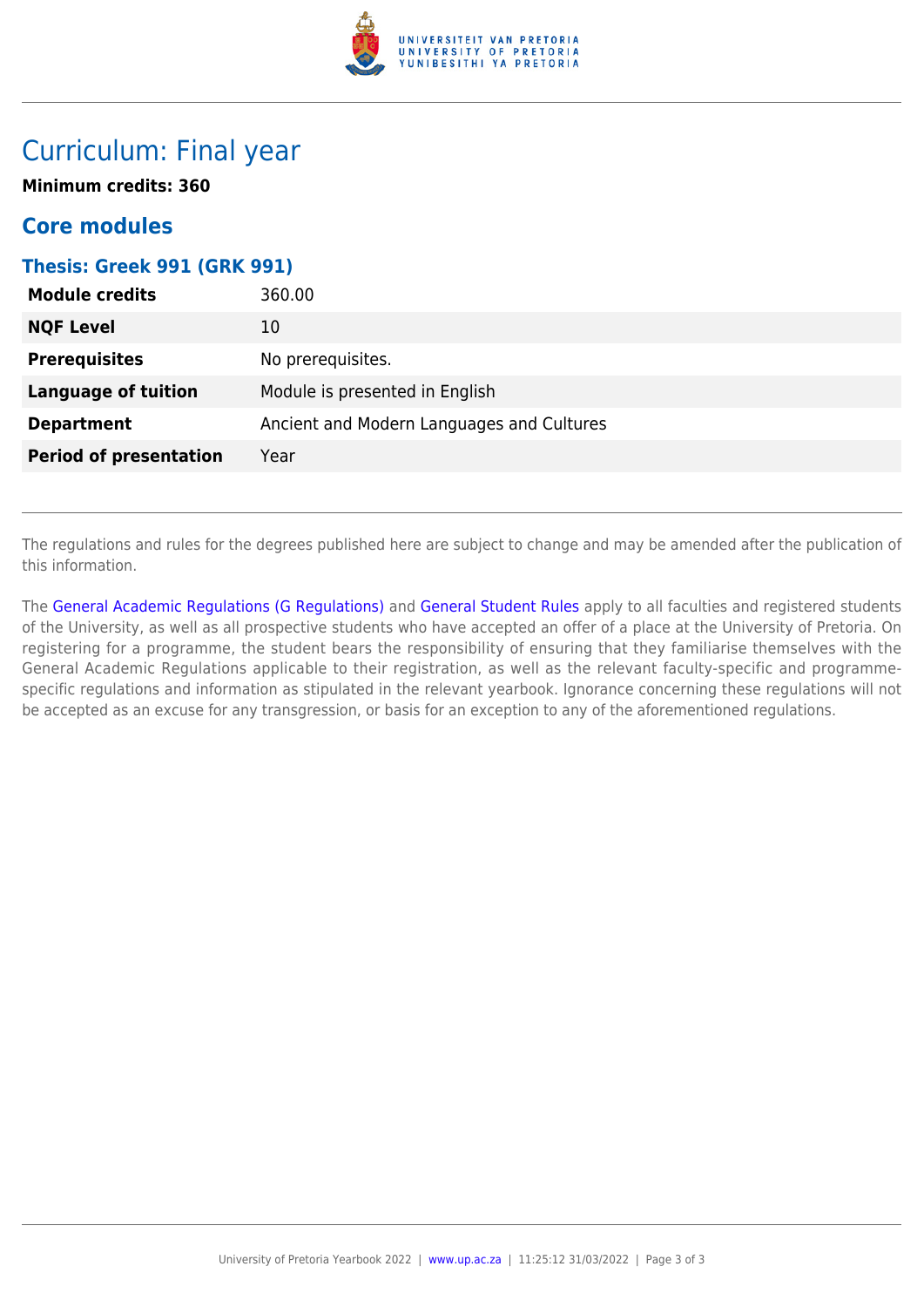# Curriculum: Final year

**Minimum credits: 360**

## Core modules

### Thesis: Greek 991 (GRK 991)

| | |
|---|---|
| **Module credits** | 360.00 |
| **NQF Level** | 10 |
| **Prerequisites** | No prerequisites. |
| **Language of tuition** | Module is presented in English |
| **Department** | Ancient and Modern Languages and Cultures |
| **Period of presentation** | Year |

The regulations and rules for the degrees published here are subject to change and may be amended after the publication of this information.

The General Academic Regulations (G Regulations) and General Student Rules apply to all faculties and registered students of the University, as well as all prospective students who have accepted an offer of a place at the University of Pretoria. On registering for a programme, the student bears the responsibility of ensuring that they familiarise themselves with the General Academic Regulations applicable to their registration, as well as the relevant faculty-specific and programme-specific regulations and information as stipulated in the relevant yearbook. Ignorance concerning these regulations will not be accepted as an excuse for any transgression, or basis for an exception to any of the aforementioned regulations.